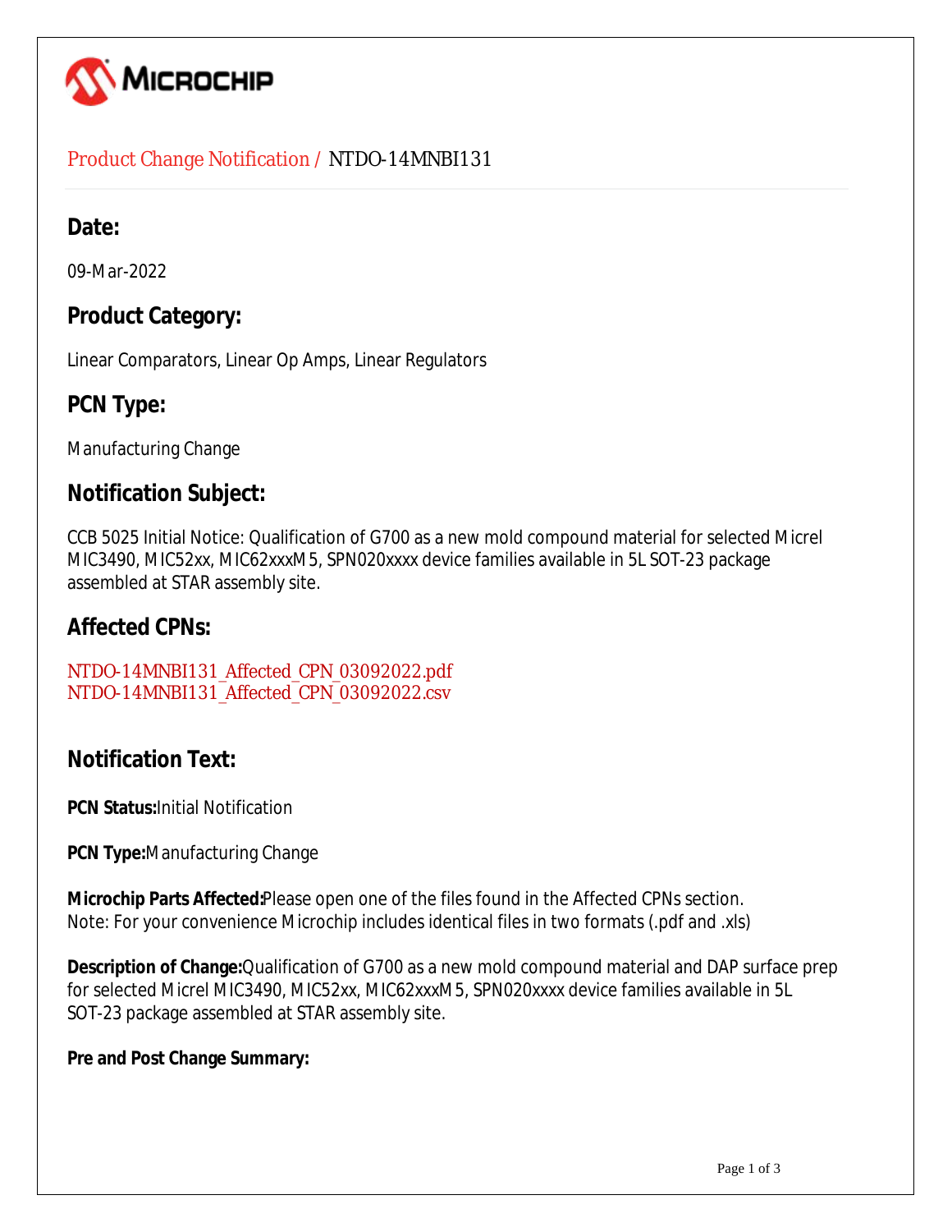# Product Change Notification / NTDO-14MNBI131

## Date:

09-Mar-2022

## Product Category:

Linear Comparators, Linear Op Amps, Linear Regulators

## PCN Type:

Manufacturing Change

## Notification Subject:

CCB 5025 Initial Notice: Qualification of G700 as a new mold compound material for selected Micrel MIC3490, MIC52xx, MIC62xxxM5, SPN020xxxx device families available in 5L SOT-23 package assembled at STAR assembly site.

## Affected CPNs:

NTDO-14MNBI131_Affected_CPN_03092022.pdf
NTDO-14MNBI131_Affected_CPN_03092022.csv

## Notification Text:

**PCN Status:**Initial Notification

**PCN Type:**Manufacturing Change

**Microchip Parts Affected:**Please open one of the files found in the Affected CPNs section.
Note: For your convenience Microchip includes identical files in two formats (.pdf and .xls)

**Description of Change:**Qualification of G700 as a new mold compound material and DAP surface prep for selected Micrel MIC3490, MIC52xx, MIC62xxxM5, SPN020xxxx device families available in 5L SOT-23 package assembled at STAR assembly site.

**Pre and Post Change Summary:**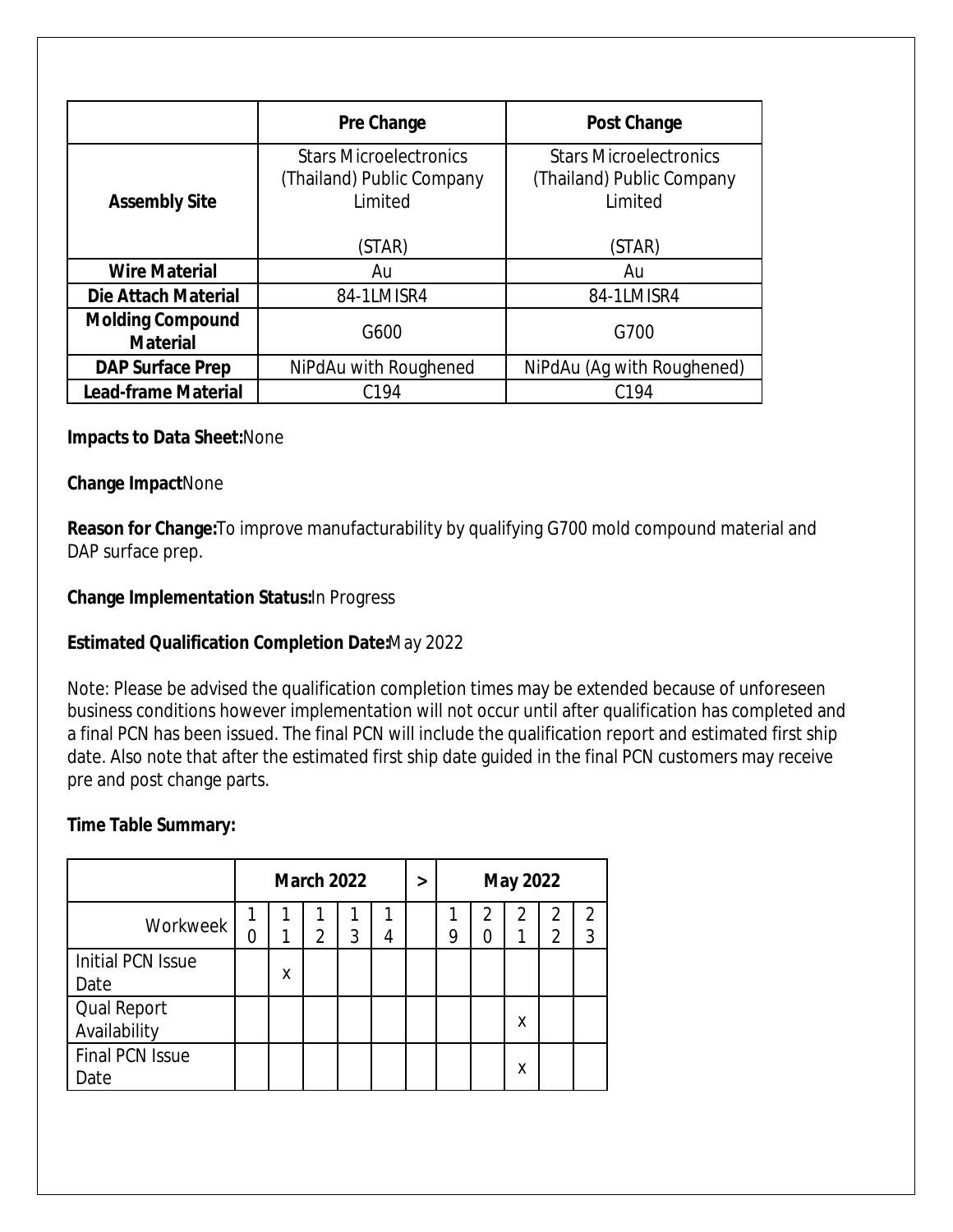| | Pre Change | Post Change |
|---|---|---|
| **Assembly Site** | Stars Microelectronics (Thailand) Public Company Limited<br><br>(STAR) | Stars Microelectronics (Thailand) Public Company Limited<br><br>(STAR) |
| **Wire Material** | Au | Au |
| **Die Attach Material** | 84-1LMISR4 | 84-1LMISR4 |
| **Molding Compound Material** | G600 | G700 |
| **DAP Surface Prep** | NiPdAu with Roughened | NiPdAu (Ag with Roughened) |
| **Lead-frame Material** | C194 | C194 |

**Impacts to Data Sheet:**None

**Change Impact**None

**Reason for Change:**To improve manufacturability by qualifying G700 mold compound material and DAP surface prep.

**Change Implementation Status:**In Progress

**Estimated Qualification Completion Date:**May 2022

Note: Please be advised the qualification completion times may be extended because of unforeseen business conditions however implementation will not occur until after qualification has completed and a final PCN has been issued. The final PCN will include the qualification report and estimated first ship date. Also note that after the estimated first ship date guided in the final PCN customers may receive pre and post change parts.

**Time Table Summary:**

| | March 2022 | | | | | > | May 2022 | | | | |
|---|---|---|---|---|---|---|---|---|---|---|---|
| Workweek | 10 | 11 | 12 | 13 | 14 | | 19 | 20 | 21 | 22 | 23 |
| Initial PCN Issue Date | | x | | | | | | | | | |
| Qual Report Availability | | | | | | | | | x | | |
| Final PCN Issue Date | | | | | | | | | x | | |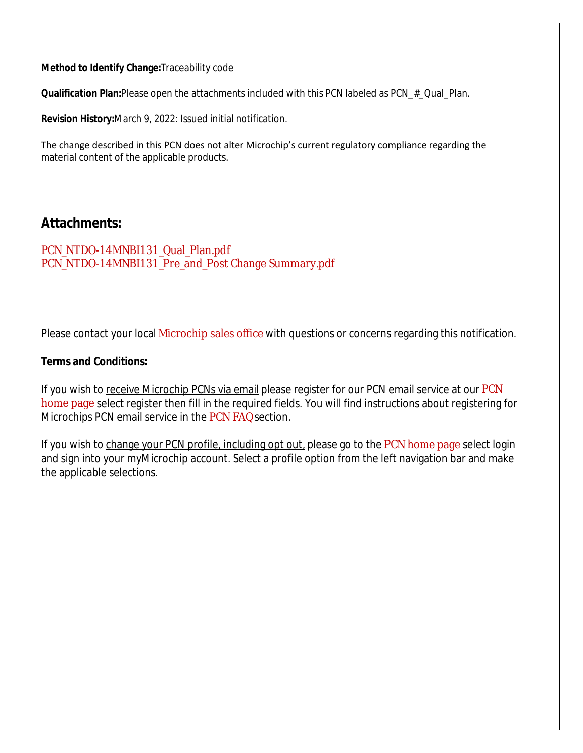**Method to Identify Change:** Traceability code

**Qualification Plan:** Please open the attachments included with this PCN labeled as PCN_#_Qual_Plan.

**Revision History:** March 9, 2022: Issued initial notification.

The change described in this PCN does not alter Microchip's current regulatory compliance regarding the material content of the applicable products.

## Attachments:

PCN_NTDO-14MNBI131_Qual_Plan.pdf
PCN_NTDO-14MNBI131_Pre_and_Post Change Summary.pdf

Please contact your local Microchip sales office with questions or concerns regarding this notification.

**Terms and Conditions:**

If you wish to receive Microchip PCNs via email please register for our PCN email service at our PCN home page select register then fill in the required fields. You will find instructions about registering for Microchips PCN email service in the PCN FAQ section.

If you wish to change your PCN profile, including opt out, please go to the PCN home page select login and sign into your myMicrochip account. Select a profile option from the left navigation bar and make the applicable selections.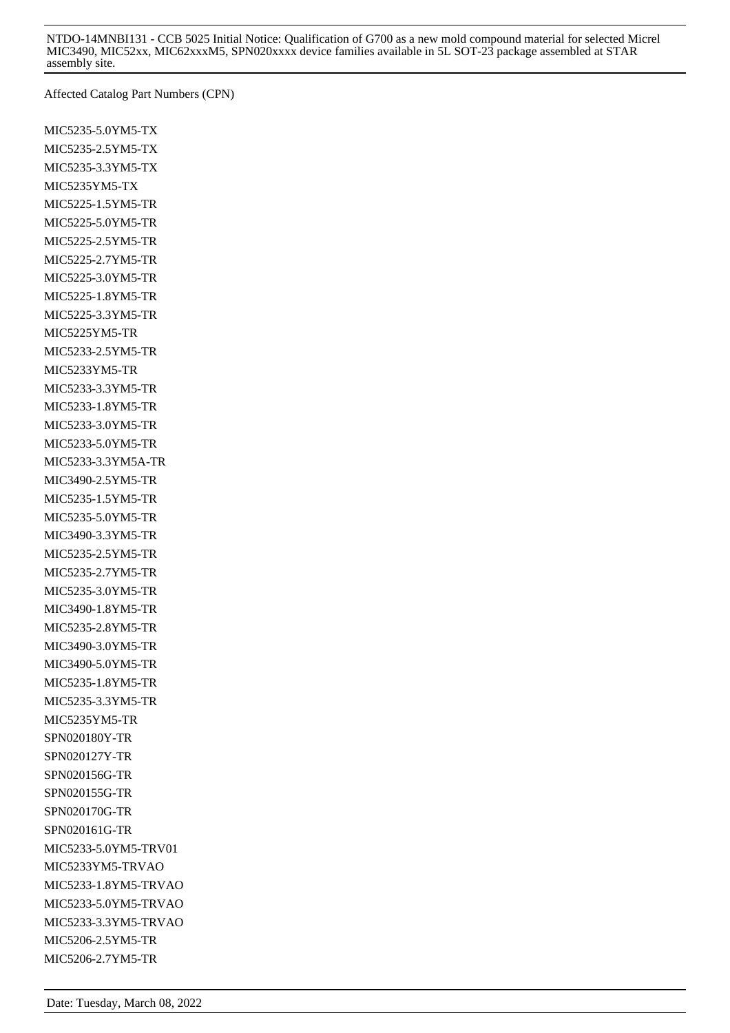Affected Catalog Part Numbers (CPN)

MIC5235-5.0YM5-TX
MIC5235-2.5YM5-TX
MIC5235-3.3YM5-TX
MIC5235YM5-TX
MIC5225-1.5YM5-TR
MIC5225-5.0YM5-TR
MIC5225-2.5YM5-TR
MIC5225-2.7YM5-TR
MIC5225-3.0YM5-TR
MIC5225-1.8YM5-TR
MIC5225-3.3YM5-TR
MIC5225YM5-TR
MIC5233-2.5YM5-TR
MIC5233YM5-TR
MIC5233-3.3YM5-TR
MIC5233-1.8YM5-TR
MIC5233-3.0YM5-TR
MIC5233-5.0YM5-TR
MIC5233-3.3YM5A-TR
MIC3490-2.5YM5-TR
MIC5235-1.5YM5-TR
MIC5235-5.0YM5-TR
MIC3490-3.3YM5-TR
MIC5235-2.5YM5-TR
MIC5235-2.7YM5-TR
MIC5235-3.0YM5-TR
MIC3490-1.8YM5-TR
MIC5235-2.8YM5-TR
MIC3490-3.0YM5-TR
MIC3490-5.0YM5-TR
MIC5235-1.8YM5-TR
MIC5235-3.3YM5-TR
MIC5235YM5-TR
SPN020180Y-TR
SPN020127Y-TR
SPN020156G-TR
SPN020155G-TR
SPN020170G-TR
SPN020161G-TR
MIC5233-5.0YM5-TRV01
MIC5233YM5-TRVAO
MIC5233-1.8YM5-TRVAO
MIC5233-5.0YM5-TRVAO
MIC5233-3.3YM5-TRVAO
MIC5206-2.5YM5-TR
MIC5206-2.7YM5-TR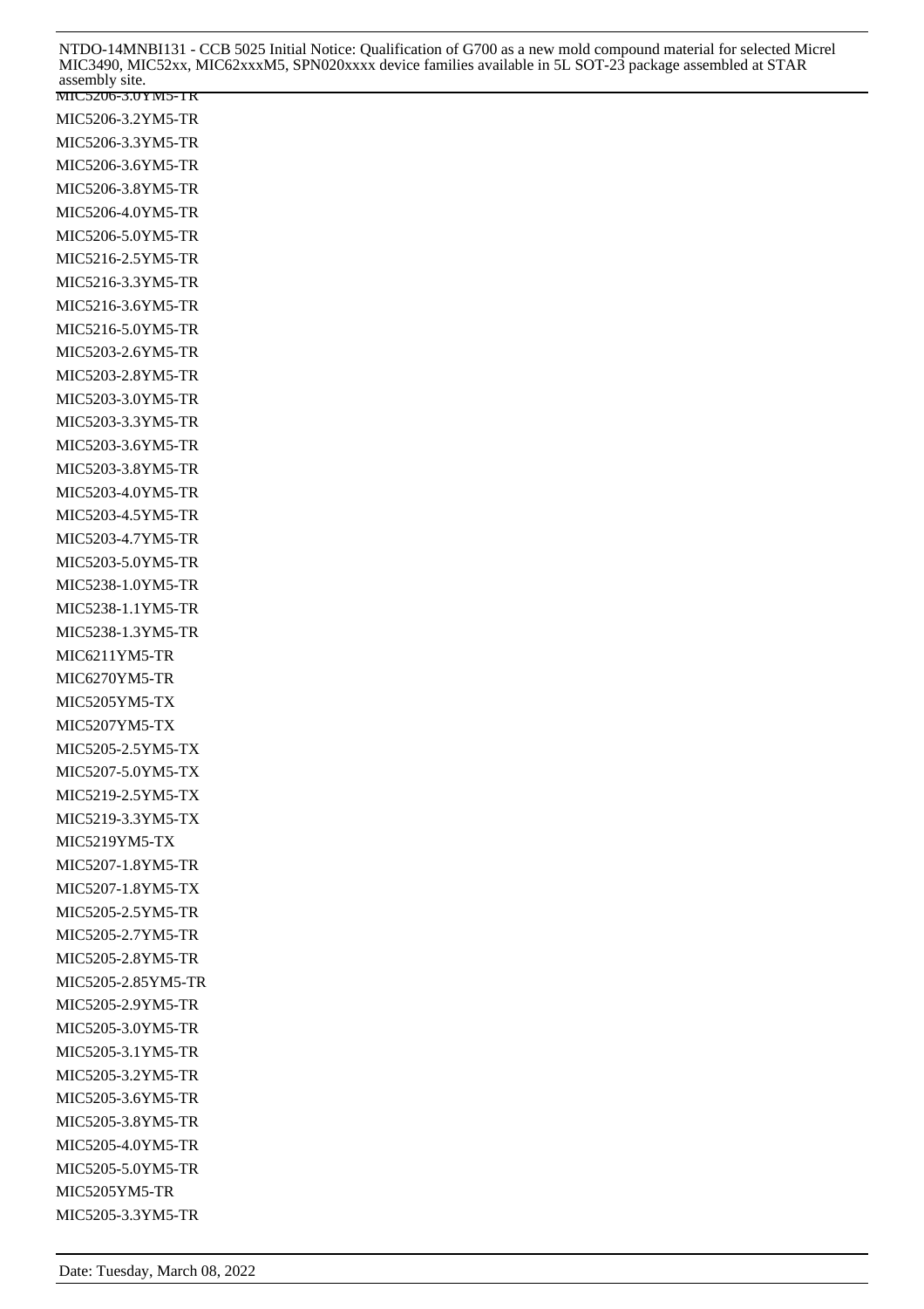MIC5206-3.0YM5-TR

MIC5206-3.2YM5-TR

MIC5206-3.3YM5-TR

MIC5206-3.6YM5-TR

MIC5206-3.8YM5-TR

MIC5206-4.0YM5-TR

MIC5206-5.0YM5-TR

MIC5216-2.5YM5-TR

MIC5216-3.3YM5-TR

MIC5216-3.6YM5-TR

MIC5216-5.0YM5-TR

MIC5203-2.6YM5-TR

MIC5203-2.8YM5-TR

MIC5203-3.0YM5-TR

MIC5203-3.3YM5-TR

MIC5203-3.6YM5-TR

MIC5203-3.8YM5-TR

MIC5203-4.0YM5-TR

MIC5203-4.5YM5-TR

MIC5203-4.7YM5-TR

MIC5203-5.0YM5-TR

MIC5238-1.0YM5-TR

MIC5238-1.1YM5-TR

MIC5238-1.3YM5-TR

MIC6211YM5-TR

MIC6270YM5-TR

MIC5205YM5-TX

MIC5207YM5-TX

MIC5205-2.5YM5-TX

MIC5207-5.0YM5-TX

MIC5219-2.5YM5-TX

MIC5219-3.3YM5-TX

MIC5219YM5-TX

MIC5207-1.8YM5-TR

MIC5207-1.8YM5-TX

MIC5205-2.5YM5-TR

MIC5205-2.7YM5-TR

MIC5205-2.8YM5-TR

MIC5205-2.85YM5-TR

MIC5205-2.9YM5-TR

MIC5205-3.0YM5-TR

MIC5205-3.1YM5-TR

MIC5205-3.2YM5-TR

MIC5205-3.6YM5-TR

MIC5205-3.8YM5-TR

MIC5205-4.0YM5-TR

MIC5205-5.0YM5-TR

MIC5205YM5-TR

MIC5205-3.3YM5-TR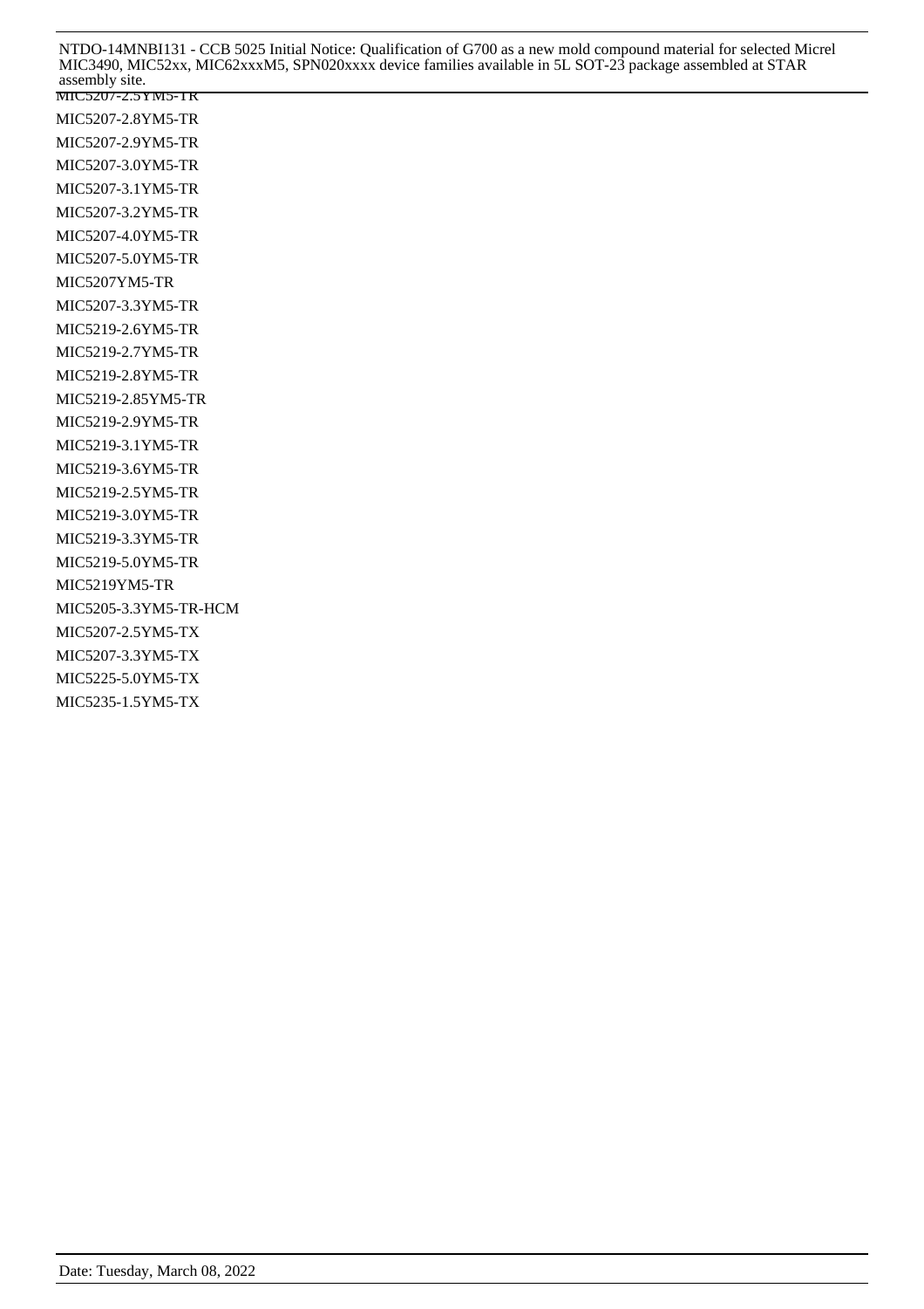MIC5207-2.5YM5-TR

MIC5207-2.8YM5-TR

MIC5207-2.9YM5-TR

MIC5207-3.0YM5-TR

MIC5207-3.1YM5-TR

MIC5207-3.2YM5-TR

MIC5207-4.0YM5-TR

MIC5207-5.0YM5-TR

MIC5207YM5-TR

MIC5207-3.3YM5-TR

MIC5219-2.6YM5-TR

MIC5219-2.7YM5-TR

MIC5219-2.8YM5-TR

MIC5219-2.85YM5-TR

MIC5219-2.9YM5-TR

MIC5219-3.1YM5-TR

MIC5219-3.6YM5-TR

MIC5219-2.5YM5-TR

MIC5219-3.0YM5-TR

MIC5219-3.3YM5-TR

MIC5219-5.0YM5-TR

MIC5219YM5-TR

MIC5205-3.3YM5-TR-HCM

MIC5207-2.5YM5-TX

MIC5207-3.3YM5-TX

MIC5225-5.0YM5-TX

MIC5235-1.5YM5-TX